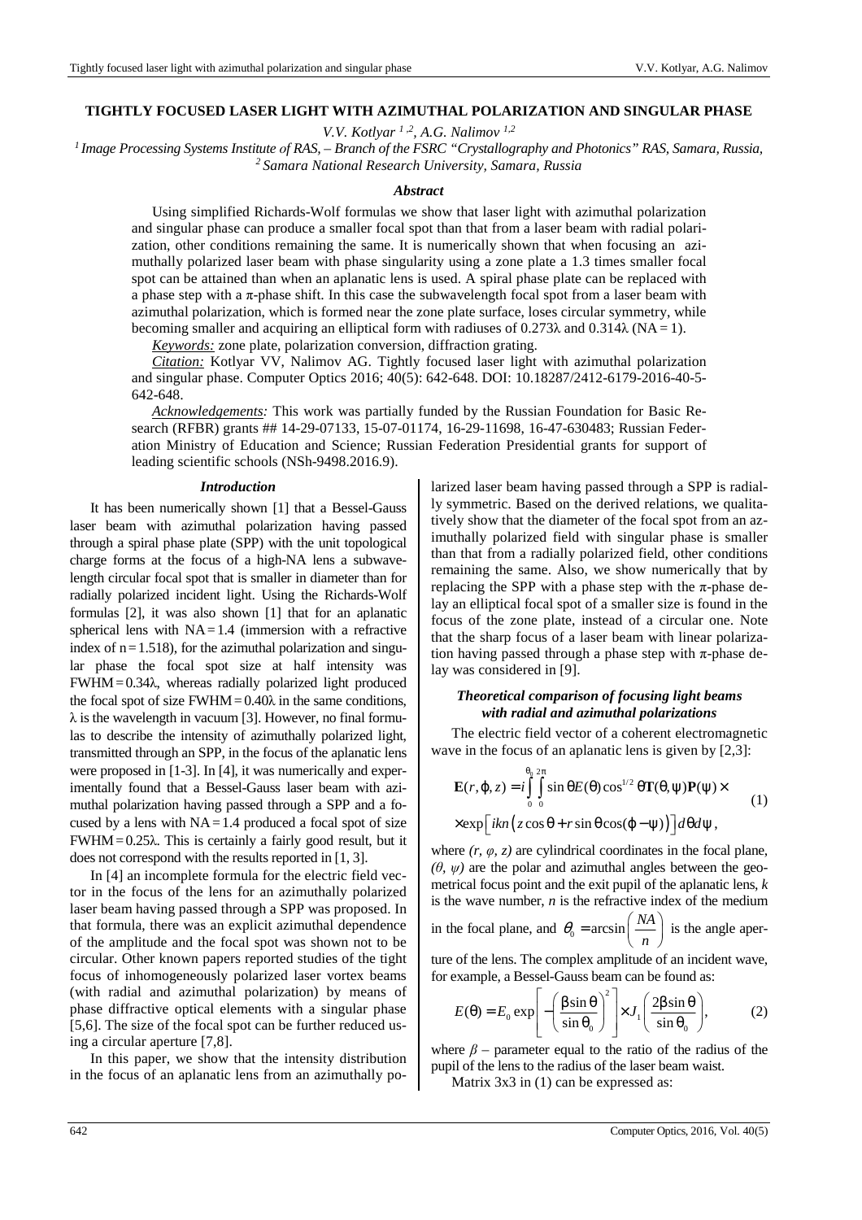# TIGHTLY FOCUSED LASER LIGHT WITH AZIMUTHAL POLARIZATION AND SINGULAR PHASE

*V.V. Kotlyar [1,2], A.G. Nalimov [1,2]*

*[1] Image Processing Systems Institute of RAS, – Branch of the FSRC "Crystallography and Photonics" RAS, Samara, Russia,*
*[2] Samara National Research University, Samara, Russia*

### *Abstract*

Using simplified Richards-Wolf formulas we show that laser light with azimuthal polarization and singular phase can produce a smaller focal spot than that from a laser beam with radial polarization, other conditions remaining the same. It is numerically shown that when focusing an azimuthally polarized laser beam with phase singularity using a zone plate a 1.3 times smaller focal spot can be attained than when an aplanatic lens is used. A spiral phase plate can be replaced with a phase step with a π-phase shift. In this case the subwavelength focal spot from a laser beam with azimuthal polarization, which is formed near the zone plate surface, loses circular symmetry, while becoming smaller and acquiring an elliptical form with radiuses of 0.273λ and 0.314λ (NA = 1).

*Keywords:* zone plate, polarization conversion, diffraction grating.

*Citation:* Kotlyar VV, Nalimov AG. Tightly focused laser light with azimuthal polarization and singular phase. Computer Optics 2016; 40(5): 642-648. DOI: 10.18287/2412-6179-2016-40-5-642-648.

*Acknowledgements:* This work was partially funded by the Russian Foundation for Basic Research (RFBR) grants ## 14-29-07133, 15-07-01174, 16-29-11698, 16-47-630483; Russian Federation Ministry of Education and Science; Russian Federation Presidential grants for support of leading scientific schools (NSh-9498.2016.9).

### *Introduction*

It has been numerically shown [1] that a Bessel-Gauss laser beam with azimuthal polarization having passed through a spiral phase plate (SPP) with the unit topological charge forms at the focus of a high-NA lens a subwavelength circular focal spot that is smaller in diameter than for radially polarized incident light. Using the Richards-Wolf formulas [2], it was also shown [1] that for an aplanatic spherical lens with NA = 1.4 (immersion with a refractive index of n = 1.518), for the azimuthal polarization and singular phase the focal spot size at half intensity was FWHM = 0.34λ, whereas radially polarized light produced the focal spot of size FWHM = 0.40λ in the same conditions, λ is the wavelength in vacuum [3]. However, no final formulas to describe the intensity of azimuthally polarized light, transmitted through an SPP, in the focus of the aplanatic lens were proposed in [1-3]. In [4], it was numerically and experimentally found that a Bessel-Gauss laser beam with azimuthal polarization having passed through a SPP and a focused by a lens with NA = 1.4 produced a focal spot of size FWHM = 0.25λ. This is certainly a fairly good result, but it does not correspond with the results reported in [1, 3].

In [4] an incomplete formula for the electric field vector in the focus of the lens for an azimuthally polarized laser beam having passed through a SPP was proposed. In that formula, there was an explicit azimuthal dependence of the amplitude and the focal spot was shown not to be circular. Other known papers reported studies of the tight focus of inhomogeneously polarized laser vortex beams (with radial and azimuthal polarization) by means of phase diffractive optical elements with a singular phase [5,6]. The size of the focal spot can be further reduced using a circular aperture [7,8].

In this paper, we show that the intensity distribution in the focus of an aplanatic lens from an azimuthally polarized laser beam having passed through a SPP is radially symmetric. Based on the derived relations, we qualitatively show that the diameter of the focal spot from an azimuthally polarized field with singular phase is smaller than that from a radially polarized field, other conditions remaining the same. Also, we show numerically that by replacing the SPP with a phase step with the π-phase delay an elliptical focal spot of a smaller size is found in the focus of the zone plate, instead of a circular one. Note that the sharp focus of a laser beam with linear polarization having passed through a phase step with π-phase delay was considered in [9].

### *Theoretical comparison of focusing light beams with radial and azimuthal polarizations*

The electric field vector of a coherent electromagnetic wave in the focus of an aplanatic lens is given by [2,3]:

$$\mathbf{E}(r,\varphi,z) = i\int_0^{\theta_0}\int_0^{2\pi} \sin\theta E(\theta)\cos^{1/2}\theta \mathbf{T}(\theta,\psi)\mathbf{P}(\psi)\times \times\exp\left[ikn\left(z\cos\theta + r\sin\theta\cos(\varphi-\psi)\right)\right]d\theta d\psi, \tag{1}$$

where $(r, \varphi, z)$ are cylindrical coordinates in the focal plane, $(\theta, \psi)$ are the polar and azimuthal angles between the geometrical focus point and the exit pupil of the aplanatic lens, $k$ is the wave number, $n$ is the refractive index of the medium in the focal plane, and $\theta_0 = \arcsin\left(\frac{NA}{n}\right)$ is the angle aperture of the lens. The complex amplitude of an incident wave, for example, a Bessel-Gauss beam can be found as:

$$E(\theta) = E_0 \exp\left[-\left(\frac{\beta\sin\theta}{\sin\theta_0}\right)^2\right]\times J_1\left(\frac{2\beta\sin\theta}{\sin\theta_0}\right), \tag{2}$$

where $\beta$ – parameter equal to the ratio of the radius of the pupil of the lens to the radius of the laser beam waist.

Matrix 3x3 in (1) can be expressed as: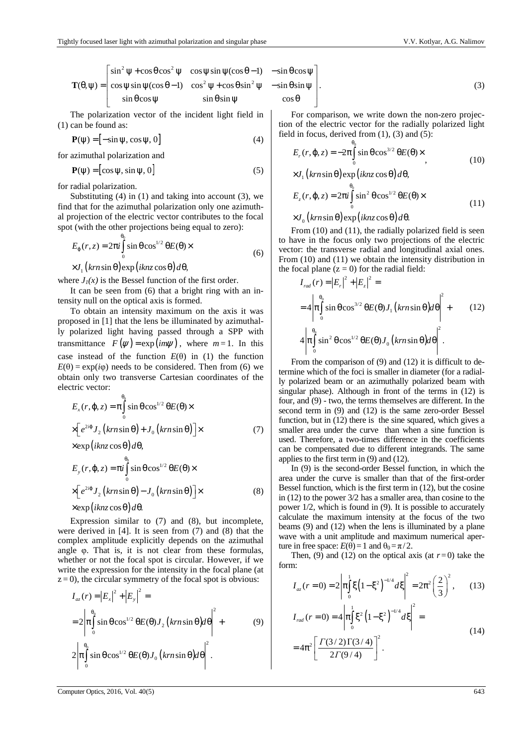$$
\mathbf{T}(\theta,\psi)=\begin{bmatrix} \sin^2\psi+\cos\theta\cos^2\psi & \cos\psi\sin\psi(\cos\theta-1) & -\sin\theta\cos\psi \\ \cos\psi\sin\psi(\cos\theta-1) & \cos^2\psi+\cos\theta\sin^2\psi & -\sin\theta\sin\psi \\ \sin\theta\cos\psi & \sin\theta\sin\psi & \cos\theta \end{bmatrix}. \tag{3}
$$

The polarization vector of the incident light field in (1) can be found as:

$$
\mathbf{P}(\psi)=\left[-\sin\psi,\,\cos\psi,\,0\right] \tag{4}
$$

for azimuthal polarization and

$$
\mathbf{P}(\psi)=\left[\cos\psi,\,\sin\psi,\,0\right] \tag{5}
$$

for radial polarization.

Substituting (4) in (1) and taking into account (3), we find that for the azimuthal polarization only one azimuthal projection of the electric vector contributes to the focal spot (with the other projections being equal to zero):

$$
E_\varphi(r,z)=2\pi i\int_0^{\theta_0}\sin\theta\cos^{1/2}\theta E(\theta)\times \\ \times J_1\left(krn\sin\theta\right)\exp\left(iknz\cos\theta\right)d\theta, \tag{6}
$$

where $J_1(x)$ is the Bessel function of the first order.

It can be seen from (6) that a bright ring with an intensity null on the optical axis is formed.

To obtain an intensity maximum on the axis it was proposed in [1] that the lens be illuminated by azimuthally polarized light having passed through a SPP with transmittance $F(\psi)=\exp(im\psi)$, where $m=1$. In this case instead of the function $E(\theta)$ in (1) the function $E(\theta)=\exp(i\varphi)$ needs to be considered. Then from (6) we obtain only two transverse Cartesian coordinates of the electric vector:

$$
E_x(r,\varphi,z)=\pi\int_0^{\theta_0}\sin\theta\cos^{1/2}\theta E(\theta)\times \\ \times\left[e^{2i\varphi}J_2\left(krn\sin\theta\right)+J_0\left(krn\sin\theta\right)\right]\times \\ \times\exp\left(iknz\cos\theta\right)d\theta, \tag{7}
$$

$$
E_y(r,\varphi,z)=\pi i\int_0^{\theta_0}\sin\theta\cos^{1/2}\theta E(\theta)\times \\ \times\left[e^{2i\varphi}J_2\left(krn\sin\theta\right)-J_0\left(krn\sin\theta\right)\right]\times \\ \times\exp\left(iknz\cos\theta\right)d\theta. \tag{8}
$$

Expression similar to (7) and (8), but incomplete, were derived in [4]. It is seen from (7) and (8) that the complex amplitude explicitly depends on the azimuthal angle φ. That is, it is not clear from these formulas, whether or not the focal spot is circular. However, if we write the expression for the intensity in the focal plane (at $z=0$), the circular symmetry of the focal spot is obvious:

$$
I_{az}(r)=\left|E_x\right|^2+\left|E_y\right|^2= \\ =2\left|\pi\int_0^{\theta_0}\sin\theta\cos^{1/2}\theta E(\theta)J_2\left(krn\sin\theta\right)d\theta\right|^2+ \\ 2\left|\pi\int_0^{\theta_0}\sin\theta\cos^{1/2}\theta E(\theta)J_0\left(krn\sin\theta\right)d\theta\right|^2. \tag{9}
$$

For comparison, we write down the non-zero projection of the electric vector for the radially polarized light field in focus, derived from (1), (3) and (5):

$$
E_r(r,\varphi,z)=-2\pi\int_0^{\theta_0}\sin\theta\cos^{3/2}\theta E(\theta)\times \\ \times J_1\left(krn\sin\theta\right)\exp\left(iknz\cos\theta\right)d\theta, \tag{10}
$$

$$
E_z(r,\varphi,z)=2\pi i\int_0^{\theta_0}\sin^2\theta\cos^{1/2}\theta E(\theta)\times \\ \times J_0\left(krn\sin\theta\right)\exp\left(iknz\cos\theta\right)d\theta. \tag{11}
$$

From (10) and (11), the radially polarized field is seen to have in the focus only two projections of the electric vector: the transverse radial and longitudinal axial ones. From (10) and (11) we obtain the intensity distribution in the focal plane ($z=0$) for the radial field:

$$
I_{rad}(r)=\left|E_r\right|^2+\left|E_z\right|^2= \\ =4\left|\pi\int_0^{\theta_0}\sin\theta\cos^{3/2}\theta E(\theta)J_1\left(krn\sin\theta\right)d\theta\right|^2+ \\ 4\left|\pi\int_0^{\theta_0}\sin^2\theta\cos^{1/2}\theta E(\theta)J_0\left(krn\sin\theta\right)d\theta\right|^2. \tag{12}
$$

From the comparison of (9) and (12) it is difficult to determine which of the foci is smaller in diameter (for a radially polarized beam or an azimuthally polarized beam with singular phase). Although in front of the terms in (12) is four, and (9) - two, the terms themselves are different. In the second term in (9) and (12) is the same zero-order Bessel function, but in (12) there is the sine squared, which gives a smaller area under the curve than when a sine function is used. Therefore, a two-times difference in the coefficients can be compensated due to different integrands. The same applies to the first term in (9) and (12).

In (9) is the second-order Bessel function, in which the area under the curve is smaller than that of the first-order Bessel function, which is the first term in (12), but the cosine in (12) to the power 3/2 has a smaller area, than cosine to the power 1/2, which is found in (9). It is possible to accurately calculate the maximum intensity at the focus of the two beams (9) and (12) when the lens is illuminated by a plane wave with a unit amplitude and maximum numerical aperture in free space: $E(\theta)=1$ and $\theta_0=\pi/2$.

Then, (9) and (12) on the optical axis (at $r=0$) take the form:

$$
I_{az}(r=0)=2\left|\pi\int_0^1\xi\left(1-\xi^2\right)^{-1/4}d\xi\right|^2=2\pi^2\left(\frac{2}{3}\right)^2, \tag{13}
$$

$$
I_{rad}(r=0)=4\left|\pi\int_0^1\xi^2\left(1-\xi^2\right)^{-1/4}d\xi\right|^2= \\ =4\pi^2\left[\frac{\Gamma(3/2)\Gamma(3/4)}{2\Gamma(9/4)}\right]^2. \tag{14}
$$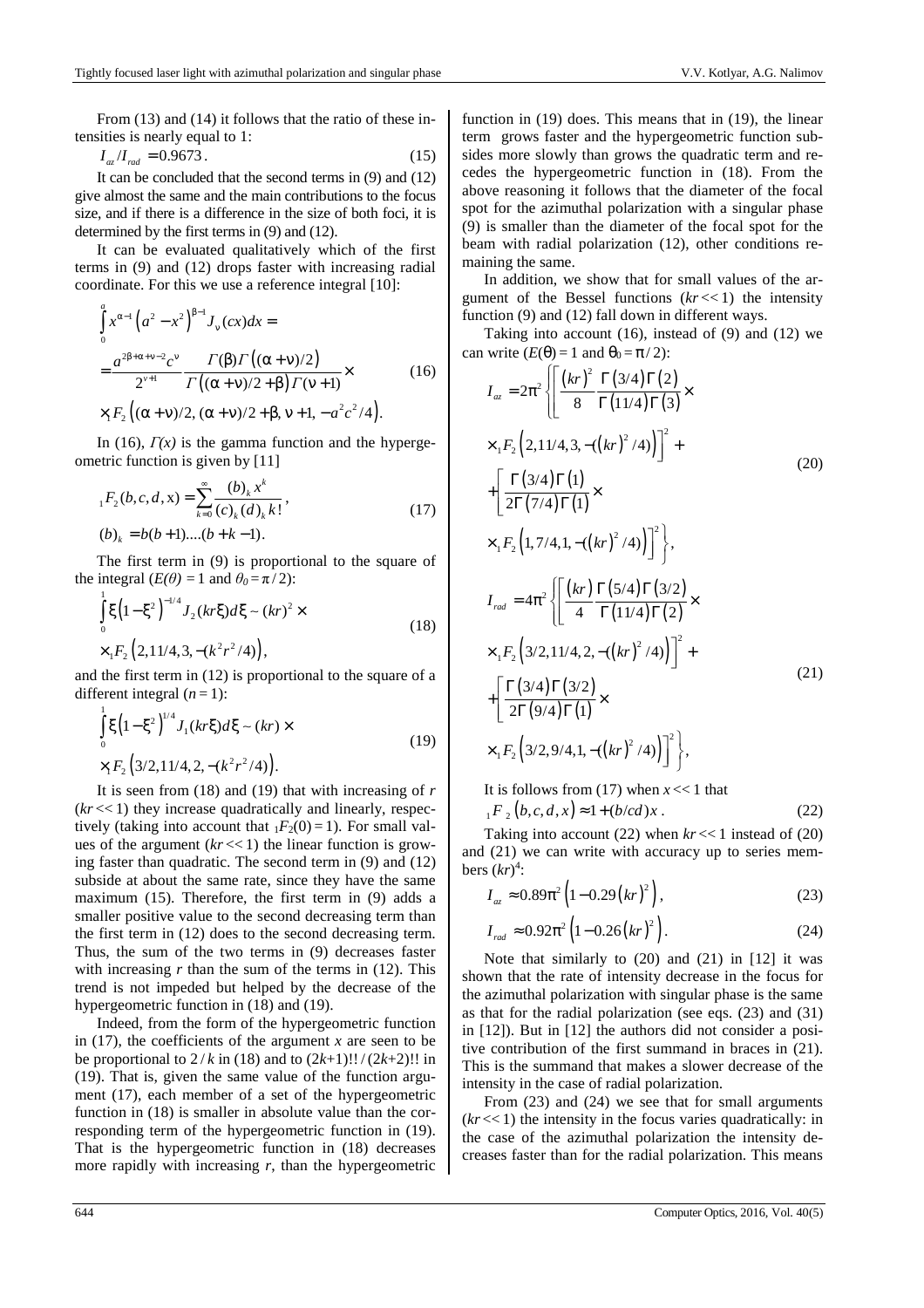From (13) and (14) it follows that the ratio of these intensities is nearly equal to 1:

$$I_{az}/I_{rad} = 0.9673. \tag{15}$$

It can be concluded that the second terms in (9) and (12) give almost the same and the main contributions to the focus size, and if there is a difference in the size of both foci, it is determined by the first terms in (9) and (12).

It can be evaluated qualitatively which of the first terms in (9) and (12) drops faster with increasing radial coordinate. For this we use a reference integral [10]:

$$\begin{aligned}
&\int_0^a x^{\alpha-1}\left(a^2-x^2\right)^{\beta-1} J_\nu(cx)dx = \\
&= \frac{a^{2\beta+\alpha+\nu-2}c^\nu}{2^{\nu+1}} \frac{\Gamma(\beta)\Gamma\left((\alpha+\nu)/2\right)}{\Gamma\left((\alpha+\nu)/2+\beta\right)\Gamma(\nu+1)} \times \\
&\times {}_1F_2\left((\alpha+\nu)/2, (\alpha+\nu)/2+\beta, \nu+1, -a^2c^2/4\right).
\end{aligned} \tag{16}$$

In (16), $\Gamma(x)$ is the gamma function and the hypergeometric function is given by [11]

$$\begin{aligned}
&{}_1F_2(b,c,d,x) = \sum_{k=0}^\infty \frac{(b)_k x^k}{(c)_k (d)_k k!}, \\
&(b)_k = b(b+1)....(b+k-1).
\end{aligned} \tag{17}$$

The first term in (9) is proportional to the square of the integral ($E(\theta) = 1$ and $\theta_0 = \pi/2$):

$$\begin{aligned}
&\int_0^1 \xi\left(1-\xi^2\right)^{-1/4} J_2(kr\xi)d\xi \sim (kr)^2 \times \\
&\times {}_1F_2\left(2, 11/4, 3, -(k^2r^2/4)\right),
\end{aligned} \tag{18}$$

and the first term in (12) is proportional to the square of a different integral ($n = 1$):

$$\begin{aligned}
&\int_0^1 \xi\left(1-\xi^2\right)^{1/4} J_1(kr\xi)d\xi \sim (kr) \times \\
&\times {}_1F_2\left(3/2, 11/4, 2, -(k^2r^2/4)\right).
\end{aligned} \tag{19}$$

It is seen from (18) and (19) that with increasing of $r$ ($kr << 1$) they increase quadratically and linearly, respectively (taking into account that ${}_1F_2(0) = 1$). For small values of the argument ($kr << 1$) the linear function is growing faster than quadratic. The second term in (9) and (12) subside at about the same rate, since they have the same maximum (15). Therefore, the first term in (9) adds a smaller positive value to the second decreasing term than the first term in (12) does to the second decreasing term. Thus, the sum of the two terms in (9) decreases faster with increasing $r$ than the sum of the terms in (12). This trend is not impeded but helped by the decrease of the hypergeometric function in (18) and (19).

Indeed, from the form of the hypergeometric function in (17), the coefficients of the argument $x$ are seen to be be proportional to $2/k$ in (18) and to $(2k+1)!!/(2k+2)!!$ in (19). That is, given the same value of the function argument (17), each member of a set of the hypergeometric function in (18) is smaller in absolute value than the corresponding term of the hypergeometric function in (19). That is the hypergeometric function in (18) decreases more rapidly with increasing $r$, than the hypergeometric function in (19) does. This means that in (19), the linear term grows faster and the hypergeometric function subsides more slowly than grows the quadratic term and recedes the hypergeometric function in (18). From the above reasoning it follows that the diameter of the focal spot for the azimuthal polarization with a singular phase (9) is smaller than the diameter of the focal spot for the beam with radial polarization (12), other conditions remaining the same.

In addition, we show that for small values of the argument of the Bessel functions ($kr << 1$) the intensity function (9) and (12) fall down in different ways.

Taking into account (16), instead of (9) and (12) we can write ($E(\theta) = 1$ and $\theta_0 = \pi/2$):

$$\begin{aligned}
I_{az} = 2\pi^2 &\left\{ \left[ \frac{(kr)^2}{8} \frac{\Gamma(3/4)\Gamma(2)}{\Gamma(11/4)\Gamma(3)} \times \right.\right. \\
&\left. \times {}_1F_2\left(2, 11/4, 3, -\left((kr)^2/4\right)\right) \right]^2 + \\
&+ \left[ \frac{\Gamma(3/4)\Gamma(1)}{2\Gamma(7/4)\Gamma(1)} \times \right. \\
&\left.\left. \times {}_1F_2\left(1, 7/4, 1, -\left((kr)^2/4\right)\right) \right]^2 \right\},
\end{aligned} \tag{20}$$

$$\begin{aligned}
I_{rad} = 4\pi^2 &\left\{ \left[ \frac{(kr)}{4} \frac{\Gamma(5/4)\Gamma(3/2)}{\Gamma(11/4)\Gamma(2)} \times \right.\right. \\
&\left. \times {}_1F_2\left(3/2, 11/4, 2, -\left((kr)^2/4\right)\right) \right]^2 + \\
&+ \left[ \frac{\Gamma(3/4)\Gamma(3/2)}{2\Gamma(9/4)\Gamma(1)} \times \right. \\
&\left.\left. \times {}_1F_2\left(3/2, 9/4, 1, -\left((kr)^2/4\right)\right) \right]^2 \right\},
\end{aligned} \tag{21}$$

It is follows from (17) when $x << 1$ that

$${}_1F_2\left(b,c,d,x\right) \approx 1 + (b/cd)x. \tag{22}$$

Taking into account (22) when $kr << 1$ instead of (20) and (21) we can write with accuracy up to series members $(kr)^4$:

$$I_{az} \approx 0.89\pi^2\left(1-0.29(kr)^2\right), \tag{23}$$

$$I_{rad} \approx 0.92\pi^2\left(1-0.26(kr)^2\right). \tag{24}$$

Note that similarly to (20) and (21) in [12] it was shown that the rate of intensity decrease in the focus for the azimuthal polarization with singular phase is the same as that for the radial polarization (see eqs. (23) and (31) in [12]). But in [12] the authors did not consider a positive contribution of the first summand in braces in (21). This is the summand that makes a slower decrease of the intensity in the case of radial polarization.

From (23) and (24) we see that for small arguments ($kr << 1$) the intensity in the focus varies quadratically: in the case of the azimuthal polarization the intensity decreases faster than for the radial polarization. This means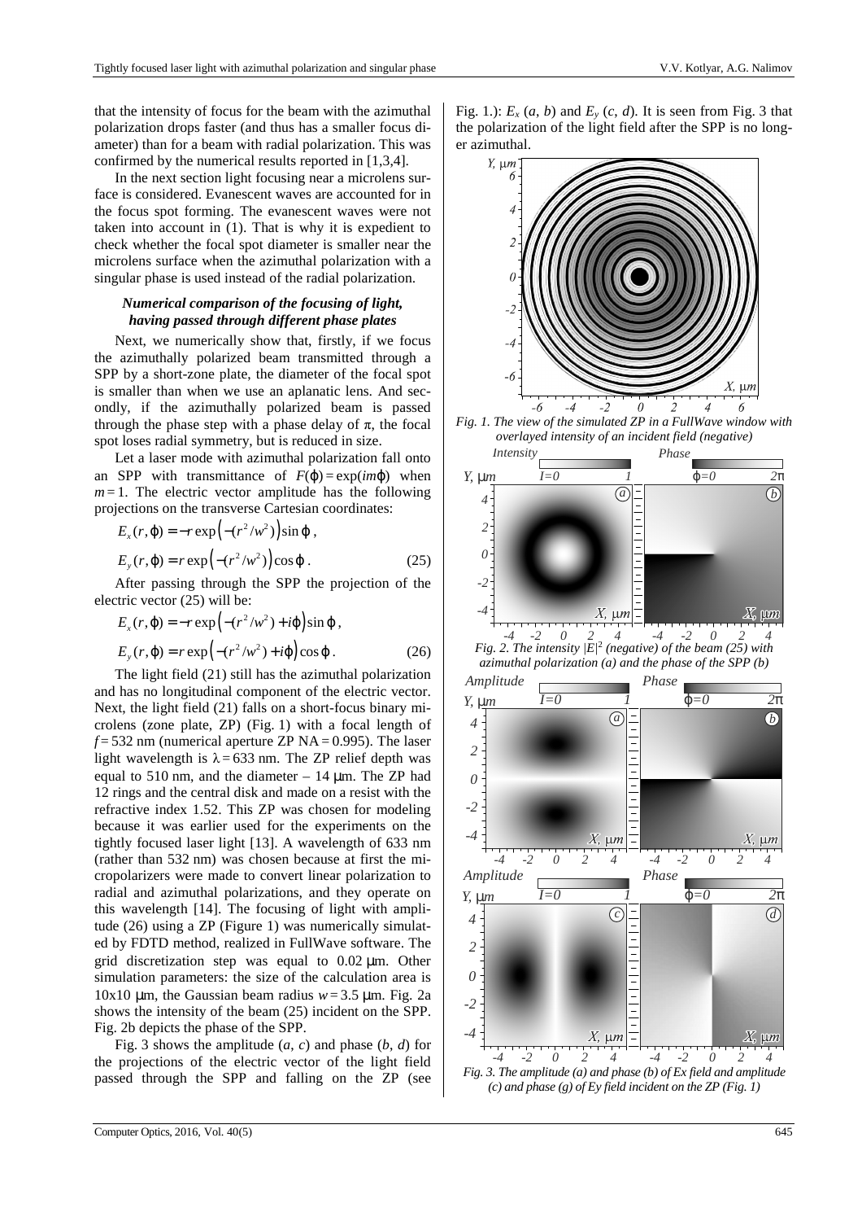that the intensity of focus for the beam with the azimuthal polarization drops faster (and thus has a smaller focus diameter) than for a beam with radial polarization. This was confirmed by the numerical results reported in [1,3,4].

In the next section light focusing near a microlens surface is considered. Evanescent waves are accounted for in the focus spot forming. The evanescent waves were not taken into account in (1). That is why it is expedient to check whether the focal spot diameter is smaller near the microlens surface when the azimuthal polarization with a singular phase is used instead of the radial polarization.

### *Numerical comparison of the focusing of light, having passed through different phase plates*

Next, we numerically show that, firstly, if we focus the azimuthally polarized beam transmitted through a SPP by a short-zone plate, the diameter of the focal spot is smaller than when we use an aplanatic lens. And secondly, if the azimuthally polarized beam is passed through the phase step with a phase delay of $\pi$, the focal spot loses radial symmetry, but is reduced in size.

Let a laser mode with azimuthal polarization fall onto an SPP with transmittance of $F(\varphi) = \exp(im\varphi)$ when $m = 1$. The electric vector amplitude has the following projections on the transverse Cartesian coordinates:

$$E_x(r, \varphi) = -r \exp\left(-(r^2/w^2)\right) \sin\varphi ,$$
$$E_y(r, \varphi) = r \exp\left(-(r^2/w^2)\right) \cos\varphi . \quad (25)$$

After passing through the SPP the projection of the electric vector (25) will be:

$$E_x(r, \varphi) = -r \exp\left(-(r^2/w^2) + i\varphi\right) \sin\varphi ,$$
$$E_y(r, \varphi) = r \exp\left(-(r^2/w^2) + i\varphi\right) \cos\varphi . \quad (26)$$

The light field (21) still has the azimuthal polarization and has no longitudinal component of the electric vector. Next, the light field (21) falls on a short-focus binary microlens (zone plate, ZP) (Fig. 1) with a focal length of $f = 532$ nm (numerical aperture ZP NA = 0.995). The laser light wavelength is $\lambda = 633$ nm. The ZP relief depth was equal to 510 nm, and the diameter – 14 μm. The ZP had 12 rings and the central disk and made on a resist with the refractive index 1.52. This ZP was chosen for modeling because it was earlier used for the experiments on the tightly focused laser light [13]. A wavelength of 633 nm (rather than 532 nm) was chosen because at first the micropolarizers were made to convert linear polarization to radial and azimuthal polarizations, and they operate on this wavelength [14]. The focusing of light with amplitude (26) using a ZP (Figure 1) was numerically simulated by FDTD method, realized in FullWave software. The grid discretization step was equal to 0.02 μm. Other simulation parameters: the size of the calculation area is 10x10 μm, the Gaussian beam radius $w = 3.5$ μm. Fig. 2a shows the intensity of the beam (25) incident on the SPP. Fig. 2b depicts the phase of the SPP.

Fig. 3 shows the amplitude (*a*, *c*) and phase (*b*, *d*) for the projections of the electric vector of the light field passed through the SPP and falling on the ZP (see Fig. 1.): $E_x$ (*a*, *b*) and $E_y$ (*c*, *d*). It is seen from Fig. 3 that the polarization of the light field after the SPP is no longer azimuthal.

*Fig. 1. The view of the simulated ZP in a FullWave window with overlayed intensity of an incident field (negative)*

*Fig. 2. The intensity $|E|^2$ (negative) of the beam (25) with azimuthal polarization (a) and the phase of the SPP (b)*

*Fig. 3. The amplitude (a) and phase (b) of Ex field and amplitude (c) and phase (g) of Ey field incident on the ZP (Fig. 1)*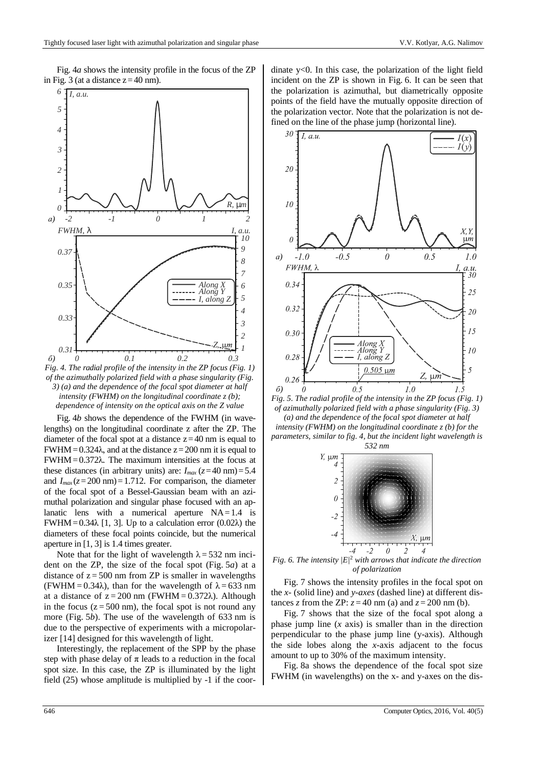Fig. 4*a* shows the intensity profile in the focus of the ZP in Fig. 3 (at a distance $z = 40$ nm).

*Fig. 4. The radial profile of the intensity in the ZP focus (Fig. 1) of the azimuthally polarized field with a phase singularity (Fig. 3) (a) and the dependence of the focal spot diameter at half intensity (FWHM) on the longitudinal coordinate z (b); dependence of intensity on the optical axis on the Z value*

Fig. 4*b* shows the dependence of the FWHM (in wavelengths) on the longitudinal coordinate z after the ZP. The diameter of the focal spot at a distance $z = 40$ nm is equal to $\text{FWHM} = 0.324\lambda$, and at the distance $z = 200$ nm it is equal to $\text{FWHM} = 0.372\lambda$. The maximum intensities at the focus at these distances (in arbitrary units) are: $I_{max}(z = 40 \text{ nm}) = 5.4$ and $I_{max}(z = 200 \text{ nm}) = 1.712$. For comparison, the diameter of the focal spot of a Bessel-Gaussian beam with an azimuthal polarization and singular phase focused with an aplanatic lens with a numerical aperture $\text{NA} = 1.4$ is $\text{FWHM} = 0.34\lambda$ [1, 3]. Up to a calculation error ($0.02\lambda$) the diameters of these focal points coincide, but the numerical aperture in [1, 3] is 1.4 times greater.

Note that for the light of wavelength $\lambda = 532$ nm incident on the ZP, the size of the focal spot (Fig. 5*a*) at a distance of $z = 500$ nm from ZP is smaller in wavelengths ($\text{FWHM} = 0.34\lambda$), than for the wavelength of $\lambda = 633$ nm at a distance of $z = 200$ nm ($\text{FWHM} = 0.372\lambda$). Although in the focus ($z = 500$ nm), the focal spot is not round any more (Fig. 5*b*). The use of the wavelength of 633 nm is due to the perspective of experiments with a micropolarizer [14] designed for this wavelength of light.

Interestingly, the replacement of the SPP by the phase step with phase delay of $\pi$ leads to a reduction in the focal spot size. In this case, the ZP is illuminated by the light field (25) whose amplitude is multiplied by -1 if the coordinate $y<0$. In this case, the polarization of the light field incident on the ZP is shown in Fig. 6. It can be seen that the polarization is azimuthal, but diametrically opposite points of the field have the mutually opposite direction of the polarization vector. Note that the polarization is not defined on the line of the phase jump (horizontal line).

*Fig. 5. The radial profile of the intensity in the ZP focus (Fig. 1) of azimuthally polarized field with a phase singularity (Fig. 3) (a) and the dependence of the focal spot diameter at half intensity (FWHM) on the longitudinal coordinate z (b) for the parameters, similar to fig. 4, but the incident light wavelength is 532 nm*

*Fig. 6. The intensity $|E|^2$ with arrows that indicate the direction of polarization*

Fig. 7 shows the intensity profiles in the focal spot on the *x-* (solid line) and *y-axes* (dashed line) at different distances *z* from the ZP: $z = 40$ nm (a) and $z = 200$ nm (b).

Fig. 7 shows that the size of the focal spot along a phase jump line (*x* axis) is smaller than in the direction perpendicular to the phase jump line (y-axis). Although the side lobes along the *x*-axis adjacent to the focus amount to up to 30% of the maximum intensity.

Fig. 8a shows the dependence of the focal spot size FWHM (in wavelengths) on the x- and y-axes on the dis-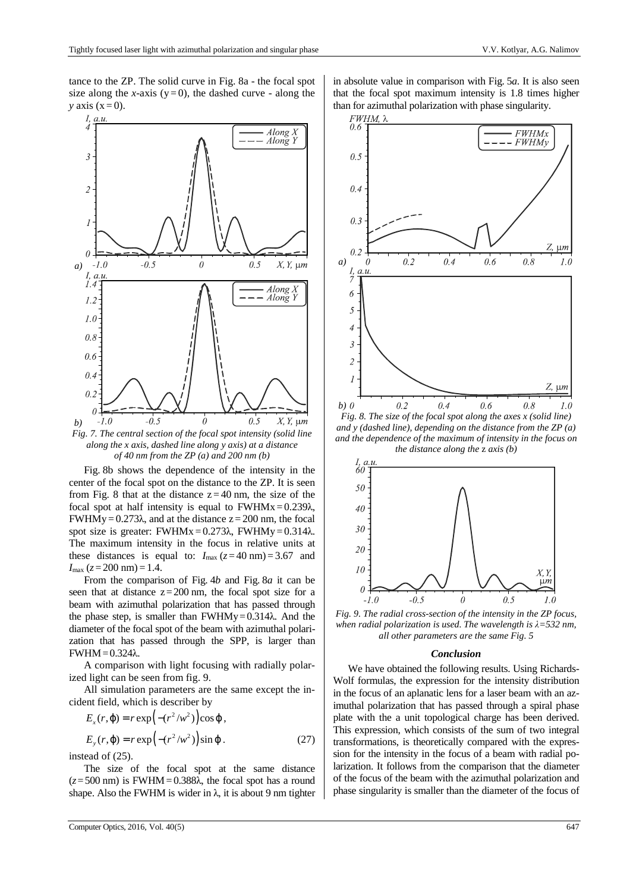tance to the ZP. The solid curve in Fig. 8a - the focal spot size along the *x*-axis ($y = 0$), the dashed curve - along the *y* axis ($x = 0$).

*Fig. 7. The central section of the focal spot intensity (solid line along the x axis, dashed line along y axis) at a distance of 40 nm from the ZP (a) and 200 nm (b)*

Fig. 8b shows the dependence of the intensity in the center of the focal spot on the distance to the ZP. It is seen from Fig. 8 that at the distance $z = 40$ nm, the size of the focal spot at half intensity is equal to FWHMx $= 0.239\lambda$, FWHMy $= 0.273\lambda$, and at the distance $z = 200$ nm, the focal spot size is greater: FWHMx $= 0.273\lambda$, FWHMy $= 0.314\lambda$. The maximum intensity in the focus in relative units at these distances is equal to: $I_{\max}(z = 40 \text{ nm}) = 3.67$ and $I_{\max}(z = 200 \text{ nm}) = 1.4$.

From the comparison of Fig. 4*b* and Fig. 8*a* it can be seen that at distance $z = 200$ nm, the focal spot size for a beam with azimuthal polarization that has passed through the phase step, is smaller than FWHMy $= 0.314\lambda$. And the diameter of the focal spot of the beam with azimuthal polarization that has passed through the SPP, is larger than FWHM $= 0.324\lambda$.

A comparison with light focusing with radially polarized light can be seen from fig. 9.

All simulation parameters are the same except the incident field, which is describer by

$$E_x(r,\varphi) = r\exp\left(-(r^2/w^2)\right)\cos\varphi,$$

$$E_y(r,\varphi) = r\exp\left(-(r^2/w^2)\right)\sin\varphi. \tag{27}$$

instead of (25).

The size of the focal spot at the same distance ($z = 500$ nm) is FWHM $= 0.388\lambda$, the focal spot has a round shape. Also the FWHM is wider in $\lambda$, it is about 9 nm tighter in absolute value in comparison with Fig. 5*a*. It is also seen that the focal spot maximum intensity is 1.8 times higher than for azimuthal polarization with phase singularity.

*Fig. 8. The size of the focal spot along the axes x (solid line) and y (dashed line), depending on the distance from the ZP (a) and the dependence of the maximum of intensity in the focus on the distance along the z axis (b)*

*Fig. 9. The radial cross-section of the intensity in the ZP focus, when radial polarization is used. The wavelength is $\lambda$=532 nm, all other parameters are the same Fig. 5*

## Conclusion

We have obtained the following results. Using Richards-Wolf formulas, the expression for the intensity distribution in the focus of an aplanatic lens for a laser beam with an azimuthal polarization that has passed through a spiral phase plate with a unit topological charge has been derived. This expression, which consists of the sum of two integral transformations, is theoretically compared with the expression for the intensity in the focus of a beam with radial polarization. It follows from the comparison that the diameter of the focus of the beam with the azimuthal polarization and phase singularity is smaller than the diameter of the focus of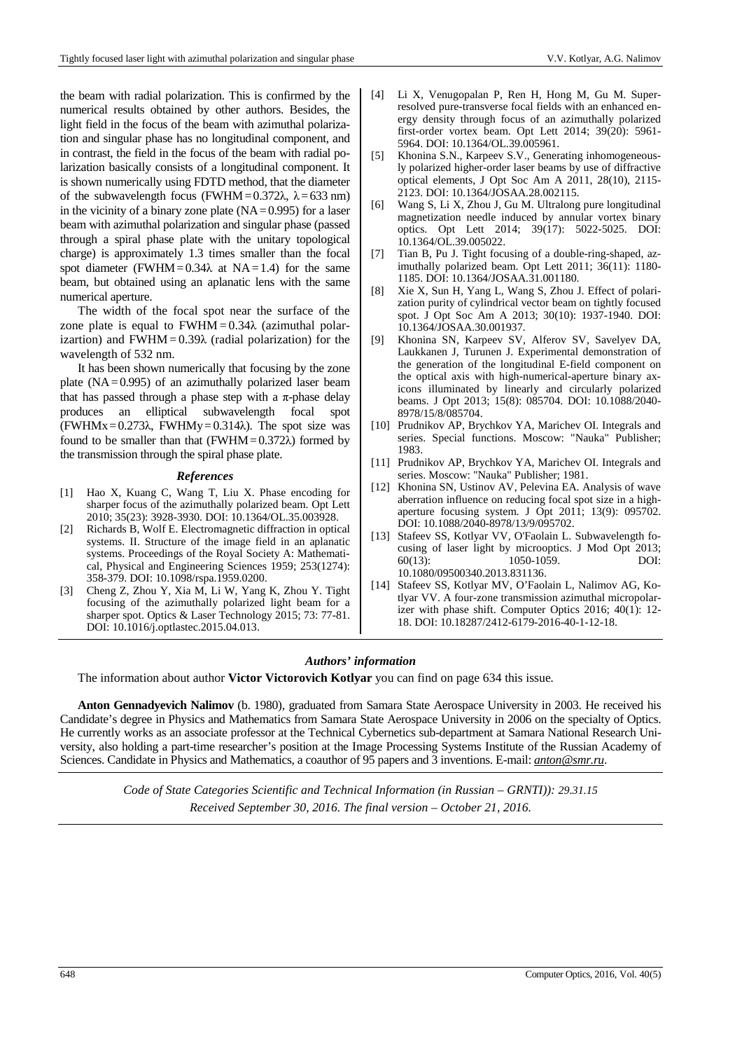the beam with radial polarization. This is confirmed by the numerical results obtained by other authors. Besides, the light field in the focus of the beam with azimuthal polarization and singular phase has no longitudinal component, and in contrast, the field in the focus of the beam with radial polarization basically consists of a longitudinal component. It is shown numerically using FDTD method, that the diameter of the subwavelength focus (FWHM = 0.372λ, λ = 633 nm) in the vicinity of a binary zone plate (NA = 0.995) for a laser beam with azimuthal polarization and singular phase (passed through a spiral phase plate with the unitary topological charge) is approximately 1.3 times smaller than the focal spot diameter (FWHM = 0.34λ at NA = 1.4) for the same beam, but obtained using an aplanatic lens with the same numerical aperture.

The width of the focal spot near the surface of the zone plate is equal to FWHM = 0.34λ (azimuthal polarizartion) and FWHM = 0.39λ (radial polarization) for the wavelength of 532 nm.

It has been shown numerically that focusing by the zone plate (NA = 0.995) of an azimuthally polarized laser beam that has passed through a phase step with a π-phase delay produces an elliptical subwavelength focal spot (FWHMx = 0.273λ, FWHMy = 0.314λ). The spot size was found to be smaller than that (FWHM = 0.372λ) formed by the transmission through the spiral phase plate.

### References

[1] Hao X, Kuang C, Wang T, Liu X. Phase encoding for sharper focus of the azimuthally polarized beam. Opt Lett 2010; 35(23): 3928-3930. DOI: 10.1364/OL.35.003928.

[2] Richards B, Wolf E. Electromagnetic diffraction in optical systems. II. Structure of the image field in an aplanatic systems. Proceedings of the Royal Society A: Mathematical, Physical and Engineering Sciences 1959; 253(1274): 358-379. DOI: 10.1098/rspa.1959.0200.

[3] Cheng Z, Zhou Y, Xia M, Li W, Yang K, Zhou Y. Tight focusing of the azimuthally polarized light beam for a sharper spot. Optics & Laser Technology 2015; 73: 77-81. DOI: 10.1016/j.optlastec.2015.04.013.

[4] Li X, Venugopalan P, Ren H, Hong M, Gu M. Super-resolved pure-transverse focal fields with an enhanced energy density through focus of an azimuthally polarized first-order vortex beam. Opt Lett 2014; 39(20): 5961-5964. DOI: 10.1364/OL.39.005961.

[5] Khonina S.N., Karpeev S.V., Generating inhomogeneously polarized higher-order laser beams by use of diffractive optical elements, J Opt Soc Am A 2011, 28(10), 2115-2123. DOI: 10.1364/JOSAA.28.002115.

[6] Wang S, Li X, Zhou J, Gu M. Ultralong pure longitudinal magnetization needle induced by annular vortex binary optics. Opt Lett 2014; 39(17): 5022-5025. DOI: 10.1364/OL.39.005022.

[7] Tian B, Pu J. Tight focusing of a double-ring-shaped, azimuthally polarized beam. Opt Lett 2011; 36(11): 1180-1185. DOI: 10.1364/JOSAA.31.001180.

[8] Xie X, Sun H, Yang L, Wang S, Zhou J. Effect of polarization purity of cylindrical vector beam on tightly focused spot. J Opt Soc Am A 2013; 30(10): 1937-1940. DOI: 10.1364/JOSAA.30.001937.

[9] Khonina SN, Karpeev SV, Alferov SV, Savelyev DA, Laukkanen J, Turunen J. Experimental demonstration of the generation of the longitudinal E-field component on the optical axis with high-numerical-aperture binary axicons illuminated by linearly and circularly polarized beams. J Opt 2013; 15(8): 085704. DOI: 10.1088/2040-8978/15/8/085704.

[10] Prudnikov AP, Brychkov YA, Marichev OI. Integrals and series. Special functions. Moscow: "Nauka" Publisher; 1983.

[11] Prudnikov AP, Brychkov YA, Marichev OI. Integrals and series. Moscow: "Nauka" Publisher; 1981.

[12] Khonina SN, Ustinov AV, Pelevina EA. Analysis of wave aberration influence on reducing focal spot size in a high-aperture focusing system. J Opt 2011; 13(9): 095702. DOI: 10.1088/2040-8978/13/9/095702.

[13] Stafeev SS, Kotlyar VV, O'Faolain L. Subwavelength focusing of laser light by microoptics. J Mod Opt 2013; 60(13): 1050-1059. DOI: 10.1080/09500340.2013.831136.

[14] Stafeev SS, Kotlyar MV, O'Faolain L, Nalimov AG, Kotlyar VV. A four-zone transmission azimuthal micropolarizer with phase shift. Computer Optics 2016; 40(1): 12-18. DOI: 10.18287/2412-6179-2016-40-1-12-18.

### *Authors' information*

The information about author **Victor Victorovich Kotlyar** you can find on page 634 this issue.

**Anton Gennadyevich Nalimov** (b. 1980), graduated from Samara State Aerospace University in 2003. He received his Candidate's degree in Physics and Mathematics from Samara State Aerospace University in 2006 on the specialty of Optics. He currently works as an associate professor at the Technical Cybernetics sub-department at Samara National Research University, also holding a part-time researcher's position at the Image Processing Systems Institute of the Russian Academy of Sciences. Candidate in Physics and Mathematics, a coauthor of 95 papers and 3 inventions. E-mail: *anton@smr.ru*.

*Code of State Categories Scientific and Technical Information (in Russian – GRNTI)): 29.31.15*

*Received September 30, 2016. The final version – October 21, 2016.*